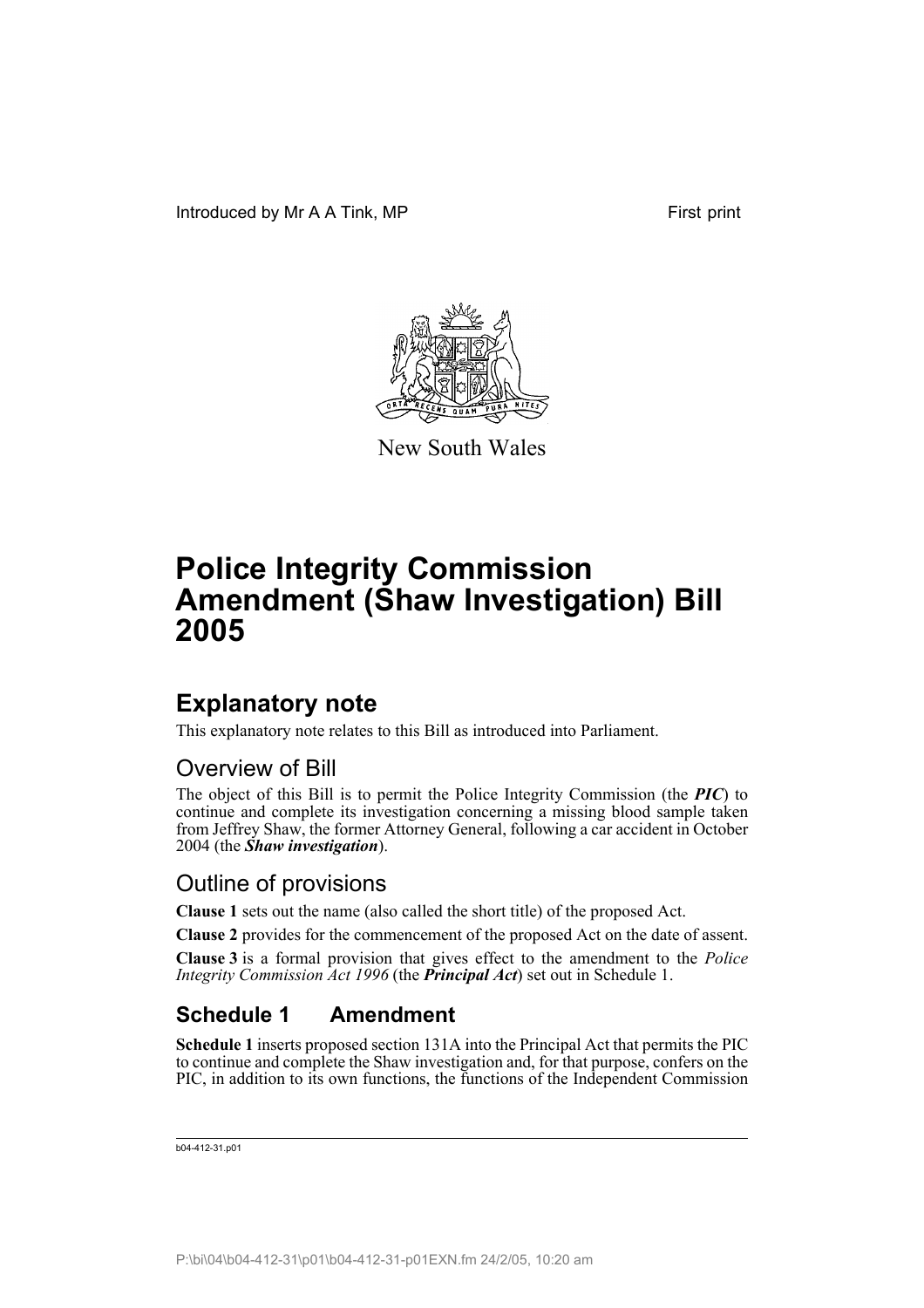Introduced by Mr A A Tink, MP First print

New South Wales

# Police Integrity Commission Amendment (Shaw Investigation) Bill 2005

## Explanatory note

This explanatory note relates to this Bill as introduced into Parliament.

### Overview of Bill

The object of this Bill is to permit the Police Integrity Commission (the ***PIC***) to continue and complete its investigation concerning a missing blood sample taken from Jeffrey Shaw, the former Attorney General, following a car accident in October 2004 (the ***Shaw investigation***).

### Outline of provisions

**Clause 1** sets out the name (also called the short title) of the proposed Act.

**Clause 2** provides for the commencement of the proposed Act on the date of assent.

**Clause 3** is a formal provision that gives effect to the amendment to the *Police Integrity Commission Act 1996* (the ***Principal Act***) set out in Schedule 1.

## Schedule 1 Amendment

**Schedule 1** inserts proposed section 131A into the Principal Act that permits the PIC to continue and complete the Shaw investigation and, for that purpose, confers on the PIC, in addition to its own functions, the functions of the Independent Commission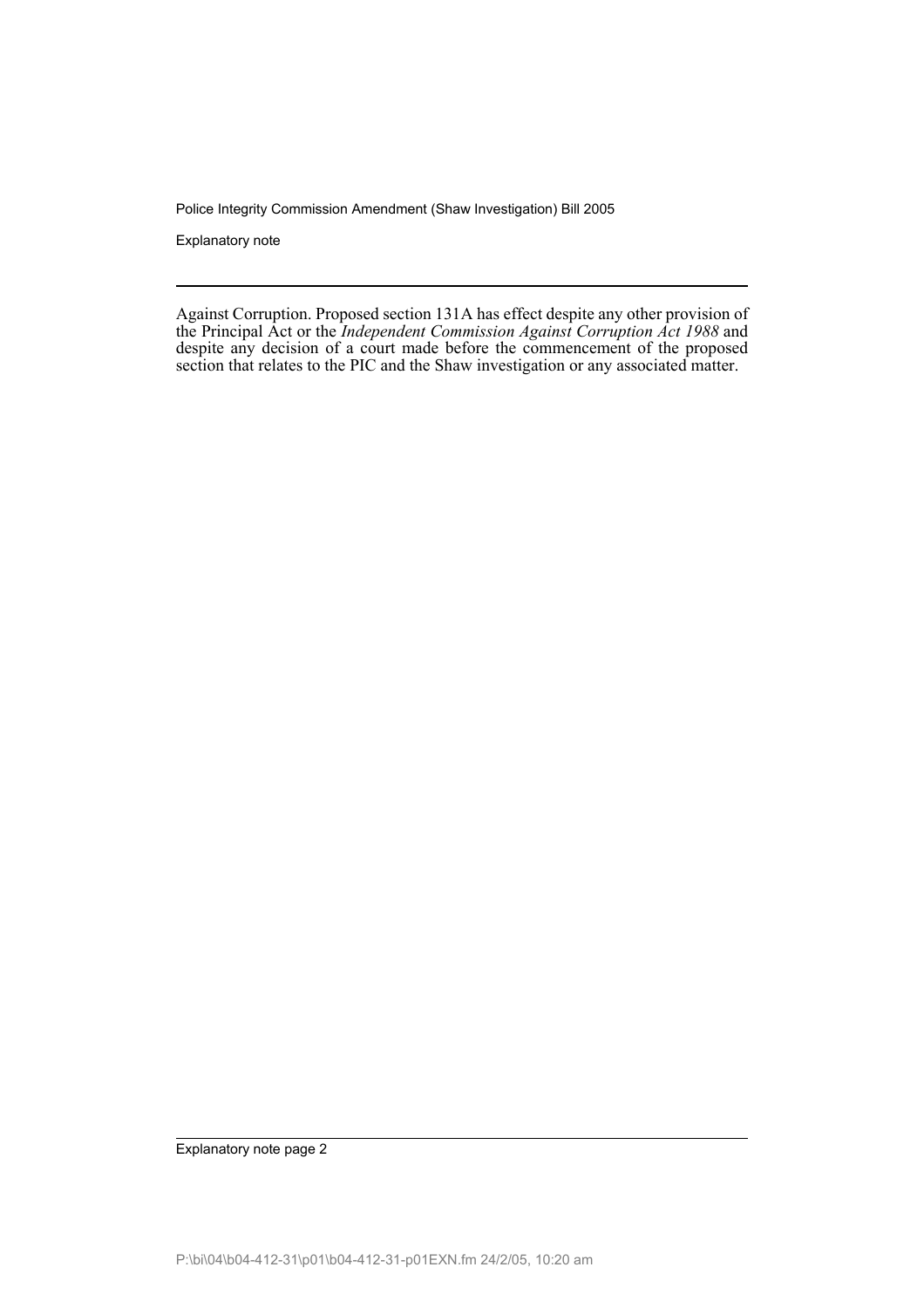Against Corruption. Proposed section 131A has effect despite any other provision of the Principal Act or the *Independent Commission Against Corruption Act 1988* and despite any decision of a court made before the commencement of the proposed section that relates to the PIC and the Shaw investigation or any associated matter.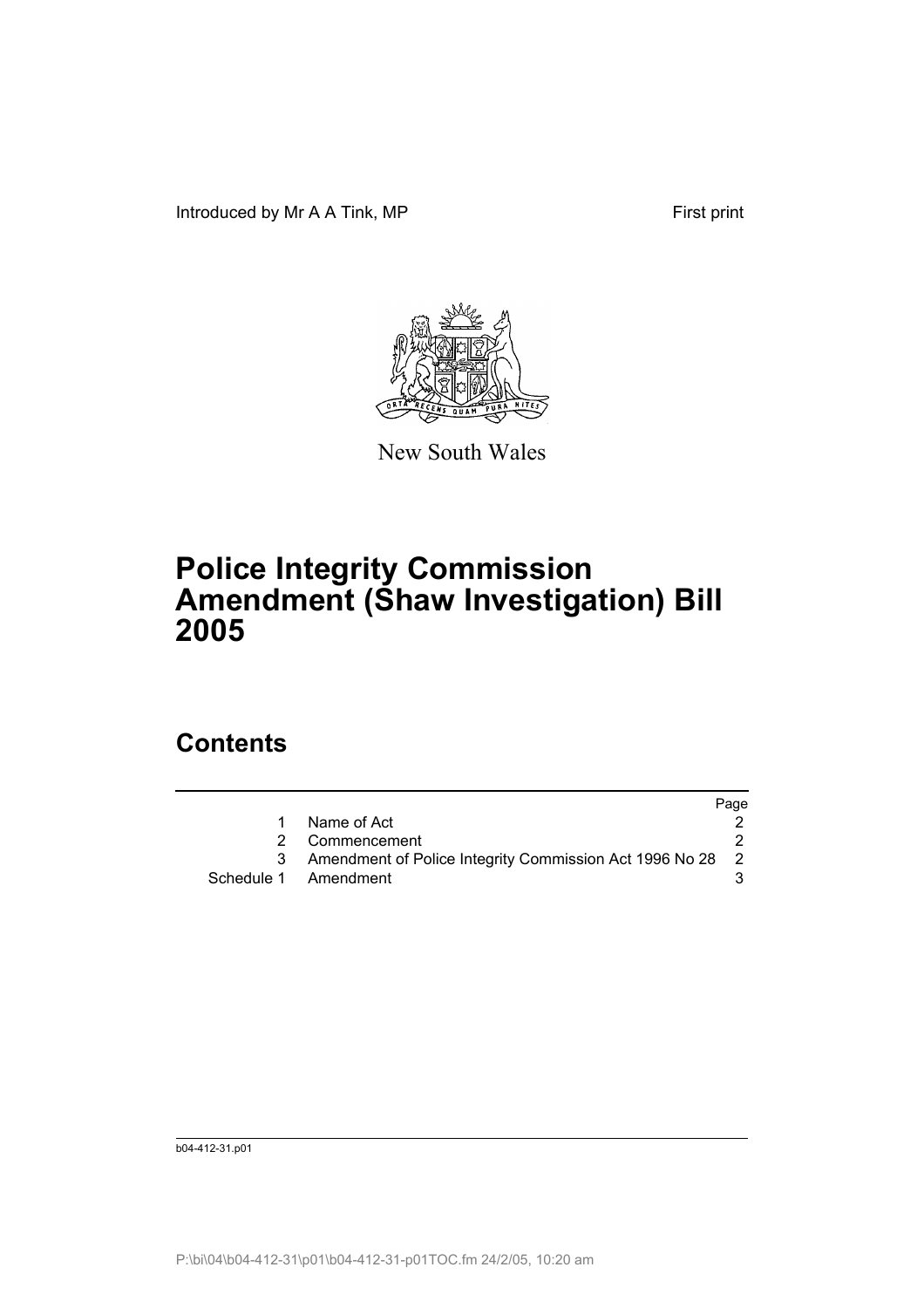Introduced by Mr A A Tink, MP First print

New South Wales

# Police Integrity Commission Amendment (Shaw Investigation) Bill 2005

## Contents

| | | Page |
|---|---|---|
| 1 | Name of Act | 2 |
| 2 | Commencement | 2 |
| 3 | Amendment of Police Integrity Commission Act 1996 No 28 | 2 |
| Schedule 1 | Amendment | 3 |

b04-412-31.p01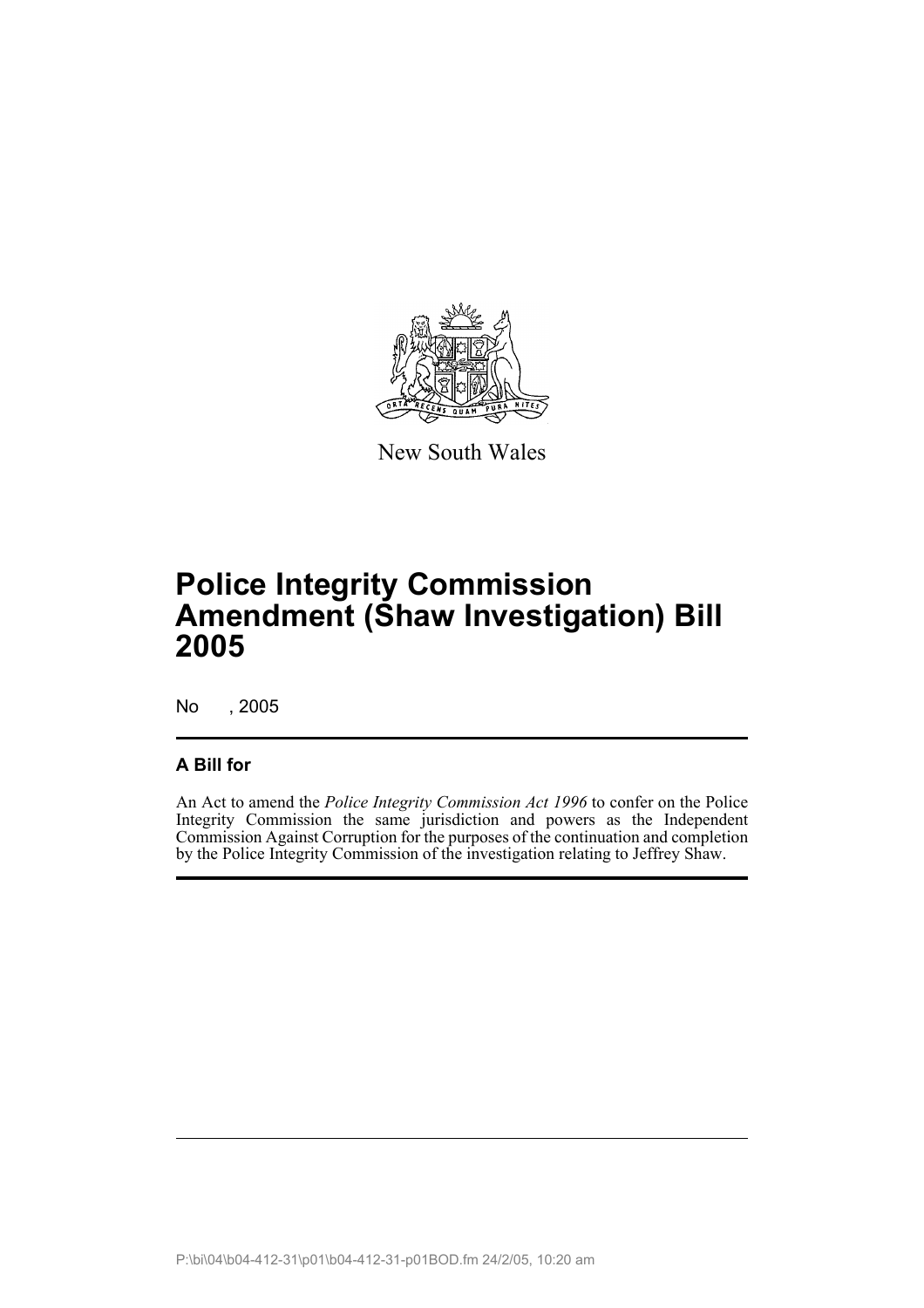New South Wales

# Police Integrity Commission Amendment (Shaw Investigation) Bill 2005

No , 2005

## A Bill for

An Act to amend the *Police Integrity Commission Act 1996* to confer on the Police Integrity Commission the same jurisdiction and powers as the Independent Commission Against Corruption for the purposes of the continuation and completion by the Police Integrity Commission of the investigation relating to Jeffrey Shaw.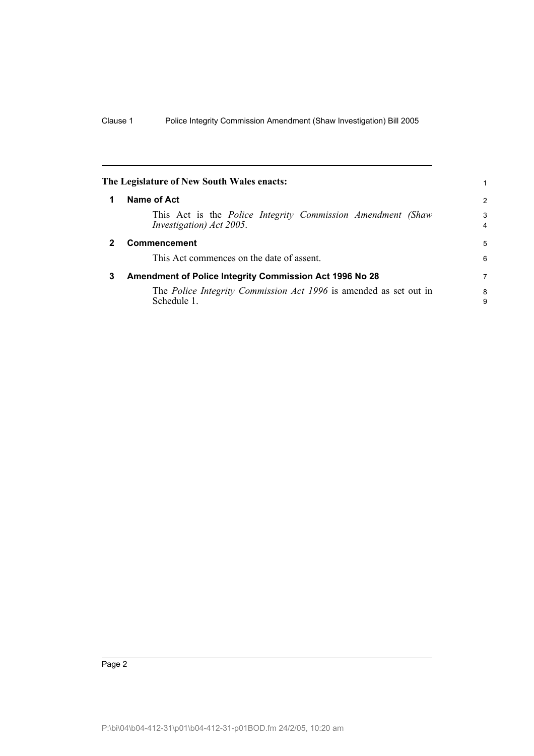**The Legislature of New South Wales enacts:**

## 1 Name of Act

This Act is the *Police Integrity Commission Amendment (Shaw Investigation) Act 2005*.

## 2 Commencement

This Act commences on the date of assent.

## 3 Amendment of Police Integrity Commission Act 1996 No 28

The *Police Integrity Commission Act 1996* is amended as set out in Schedule 1.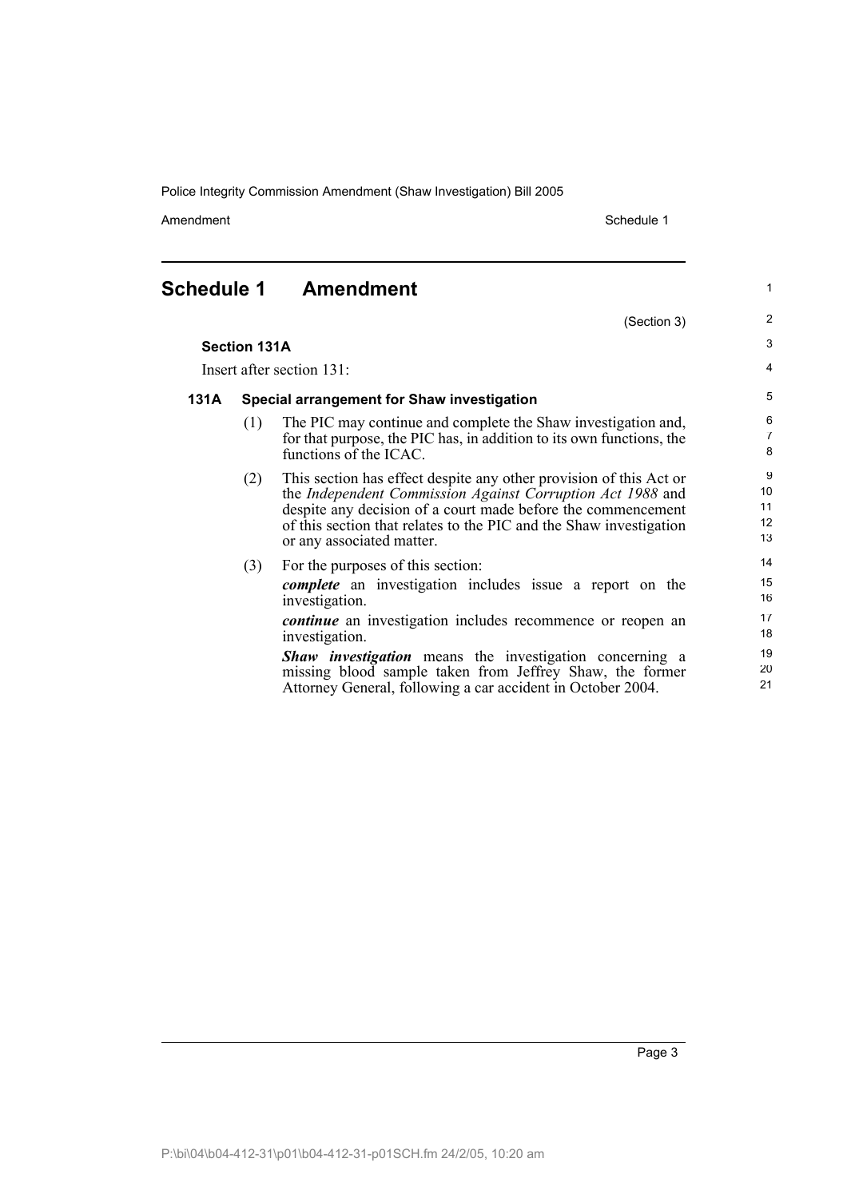# Schedule 1 Amendment

(Section 3)

**Section 131A**

Insert after section 131:

### 131A Special arrangement for Shaw investigation

(1) The PIC may continue and complete the Shaw investigation and, for that purpose, the PIC has, in addition to its own functions, the functions of the ICAC.

(2) This section has effect despite any other provision of this Act or the *Independent Commission Against Corruption Act 1988* and despite any decision of a court made before the commencement of this section that relates to the PIC and the Shaw investigation or any associated matter.

(3) For the purposes of this section:

***complete*** an investigation includes issue a report on the investigation.

***continue*** an investigation includes recommence or reopen an investigation.

***Shaw investigation*** means the investigation concerning a missing blood sample taken from Jeffrey Shaw, the former Attorney General, following a car accident in October 2004.